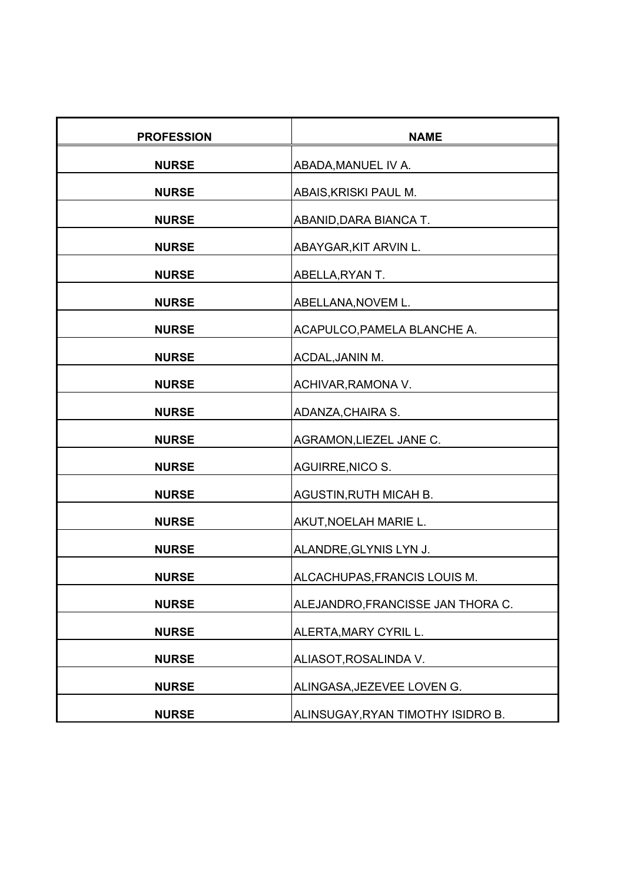| PROFESSION | NAME |
| --- | --- |
| NURSE | ABADA,MANUEL IV A. |
| NURSE | ABAIS,KRISKI PAUL M. |
| NURSE | ABANID,DARA BIANCA T. |
| NURSE | ABAYGAR,KIT ARVIN L. |
| NURSE | ABELLA,RYAN T. |
| NURSE | ABELLANA,NOVEM L. |
| NURSE | ACAPULCO,PAMELA BLANCHE A. |
| NURSE | ACDAL,JANIN M. |
| NURSE | ACHIVAR,RAMONA V. |
| NURSE | ADANZA,CHAIRA S. |
| NURSE | AGRAMON,LIEZEL JANE C. |
| NURSE | AGUIRRE,NICO S. |
| NURSE | AGUSTIN,RUTH MICAH B. |
| NURSE | AKUT,NOELAH MARIE L. |
| NURSE | ALANDRE,GLYNIS LYN J. |
| NURSE | ALCACHUPAS,FRANCIS LOUIS M. |
| NURSE | ALEJANDRO,FRANCISSE JAN THORA C. |
| NURSE | ALERTA,MARY CYRIL L. |
| NURSE | ALIASOT,ROSALINDA V. |
| NURSE | ALINGASA,JEZEVEE LOVEN G. |
| NURSE | ALINSUGAY,RYAN TIMOTHY ISIDRO B. |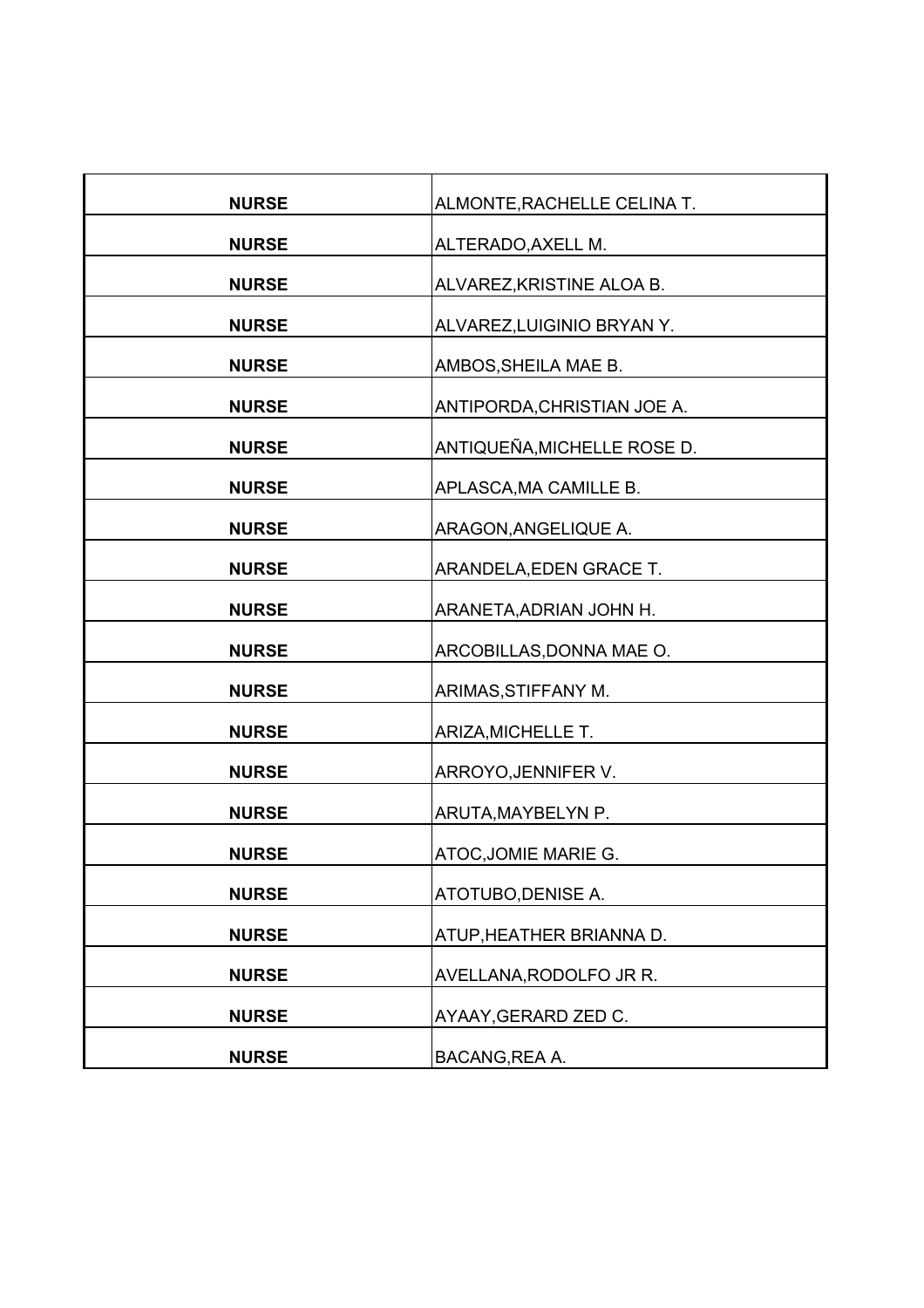| | |
|---|---|
| **NURSE** | ALMONTE,RACHELLE CELINA T. |
| **NURSE** | ALTERADO,AXELL M. |
| **NURSE** | ALVAREZ,KRISTINE ALOA B. |
| **NURSE** | ALVAREZ,LUIGINIO BRYAN Y. |
| **NURSE** | AMBOS,SHEILA MAE B. |
| **NURSE** | ANTIPORDA,CHRISTIAN JOE A. |
| **NURSE** | ANTIQUEÑA,MICHELLE ROSE D. |
| **NURSE** | APLASCA,MA CAMILLE B. |
| **NURSE** | ARAGON,ANGELIQUE A. |
| **NURSE** | ARANDELA,EDEN GRACE T. |
| **NURSE** | ARANETA,ADRIAN JOHN H. |
| **NURSE** | ARCOBILLAS,DONNA MAE O. |
| **NURSE** | ARIMAS,STIFFANY M. |
| **NURSE** | ARIZA,MICHELLE T. |
| **NURSE** | ARROYO,JENNIFER V. |
| **NURSE** | ARUTA,MAYBELYN P. |
| **NURSE** | ATOC,JOMIE MARIE G. |
| **NURSE** | ATOTUBO,DENISE A. |
| **NURSE** | ATUP,HEATHER BRIANNA D. |
| **NURSE** | AVELLANA,RODOLFO JR R. |
| **NURSE** | AYAAY,GERARD ZED C. |
| **NURSE** | BACANG,REA A. |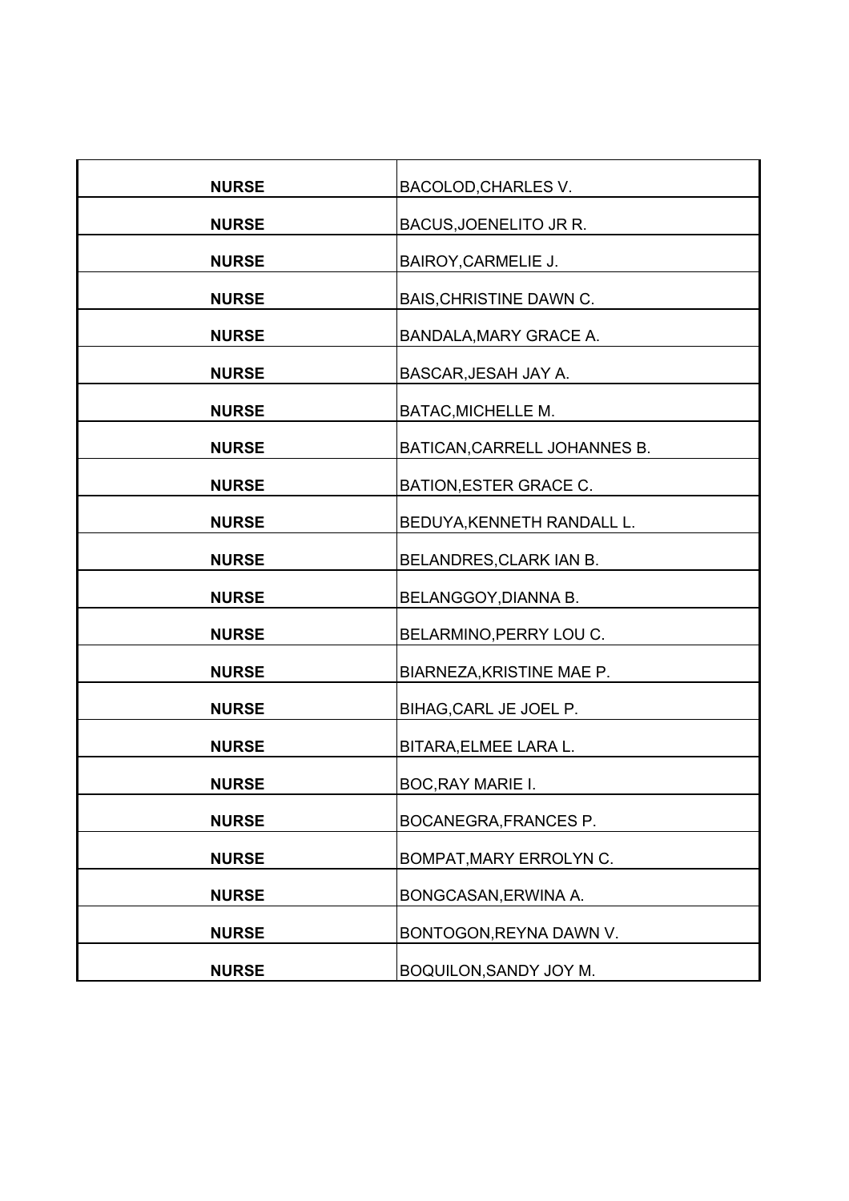| | |
|---|---|
| **NURSE** | BACOLOD,CHARLES V. |
| **NURSE** | BACUS,JOENELITO JR R. |
| **NURSE** | BAIROY,CARMELIE J. |
| **NURSE** | BAIS,CHRISTINE DAWN C. |
| **NURSE** | BANDALA,MARY GRACE A. |
| **NURSE** | BASCAR,JESAH JAY A. |
| **NURSE** | BATAC,MICHELLE M. |
| **NURSE** | BATICAN,CARRELL JOHANNES B. |
| **NURSE** | BATION,ESTER GRACE C. |
| **NURSE** | BEDUYA,KENNETH RANDALL L. |
| **NURSE** | BELANDRES,CLARK IAN B. |
| **NURSE** | BELANGGOY,DIANNA B. |
| **NURSE** | BELARMINO,PERRY LOU C. |
| **NURSE** | BIARNEZA,KRISTINE MAE P. |
| **NURSE** | BIHAG,CARL JE JOEL P. |
| **NURSE** | BITARA,ELMEE LARA L. |
| **NURSE** | BOC,RAY MARIE I. |
| **NURSE** | BOCANEGRA,FRANCES P. |
| **NURSE** | BOMPAT,MARY ERROLYN C. |
| **NURSE** | BONGCASAN,ERWINA A. |
| **NURSE** | BONTOGON,REYNA DAWN V. |
| **NURSE** | BOQUILON,SANDY JOY M. |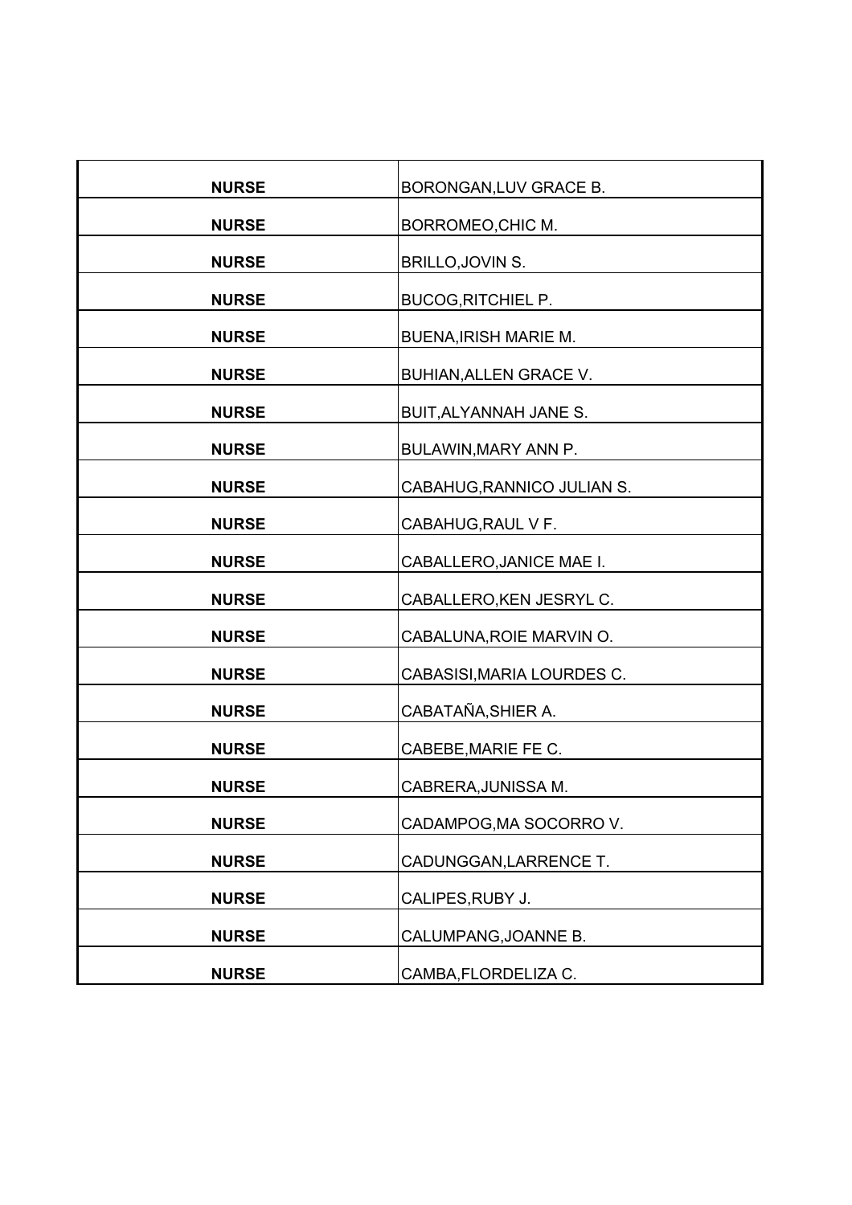| | |
|---|---|
| **NURSE** | BORONGAN,LUV GRACE B. |
| **NURSE** | BORROMEO,CHIC M. |
| **NURSE** | BRILLO,JOVIN S. |
| **NURSE** | BUCOG,RITCHIEL P. |
| **NURSE** | BUENA,IRISH MARIE M. |
| **NURSE** | BUHIAN,ALLEN GRACE V. |
| **NURSE** | BUIT,ALYANNAH JANE S. |
| **NURSE** | BULAWIN,MARY ANN P. |
| **NURSE** | CABAHUG,RANNICO JULIAN S. |
| **NURSE** | CABAHUG,RAUL V F. |
| **NURSE** | CABALLERO,JANICE MAE I. |
| **NURSE** | CABALLERO,KEN JESRYL C. |
| **NURSE** | CABALUNA,ROIE MARVIN O. |
| **NURSE** | CABASISI,MARIA LOURDES C. |
| **NURSE** | CABATAÑA,SHIER A. |
| **NURSE** | CABEBE,MARIE FE C. |
| **NURSE** | CABRERA,JUNISSA M. |
| **NURSE** | CADAMPOG,MA SOCORRO V. |
| **NURSE** | CADUNGGAN,LARRENCE T. |
| **NURSE** | CALIPES,RUBY J. |
| **NURSE** | CALUMPANG,JOANNE B. |
| **NURSE** | CAMBA,FLORDELIZA C. |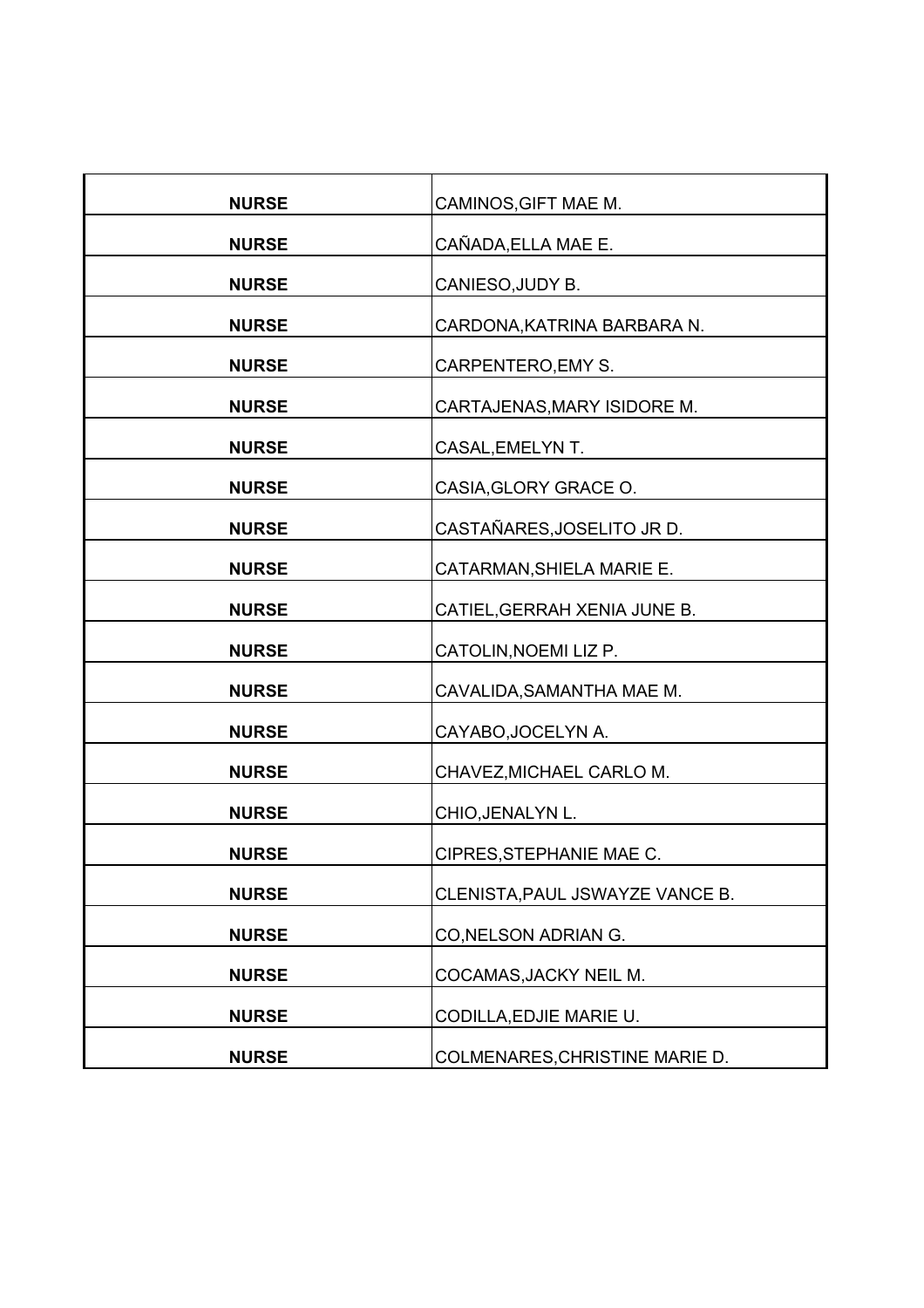| | |
|---|---|
| **NURSE** | CAMINOS,GIFT MAE M. |
| **NURSE** | CAÑADA,ELLA MAE E. |
| **NURSE** | CANIESO,JUDY B. |
| **NURSE** | CARDONA,KATRINA BARBARA N. |
| **NURSE** | CARPENTERO,EMY S. |
| **NURSE** | CARTAJENAS,MARY ISIDORE M. |
| **NURSE** | CASAL,EMELYN T. |
| **NURSE** | CASIA,GLORY GRACE O. |
| **NURSE** | CASTAÑARES,JOSELITO JR D. |
| **NURSE** | CATARMAN,SHIELA MARIE E. |
| **NURSE** | CATIEL,GERRAH XENIA JUNE B. |
| **NURSE** | CATOLIN,NOEMI LIZ P. |
| **NURSE** | CAVALIDA,SAMANTHA MAE M. |
| **NURSE** | CAYABO,JOCELYN A. |
| **NURSE** | CHAVEZ,MICHAEL CARLO M. |
| **NURSE** | CHIO,JENALYN L. |
| **NURSE** | CIPRES,STEPHANIE MAE C. |
| **NURSE** | CLENISTA,PAUL JSWAYZE VANCE B. |
| **NURSE** | CO,NELSON ADRIAN G. |
| **NURSE** | COCAMAS,JACKY NEIL M. |
| **NURSE** | CODILLA,EDJIE MARIE U. |
| **NURSE** | COLMENARES,CHRISTINE MARIE D. |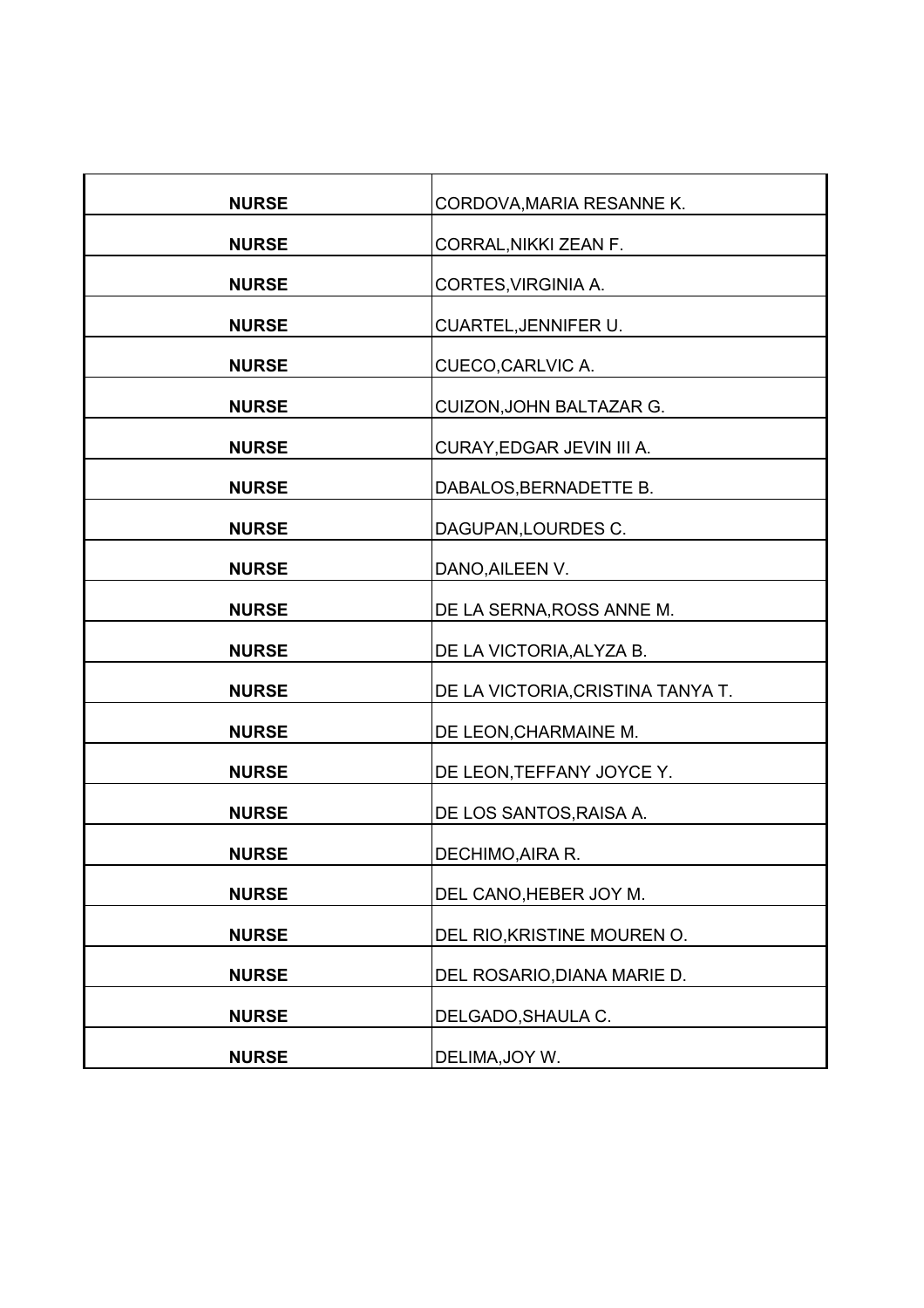| | |
|---|---|
| **NURSE** | CORDOVA,MARIA RESANNE K. |
| **NURSE** | CORRAL,NIKKI ZEAN F. |
| **NURSE** | CORTES,VIRGINIA A. |
| **NURSE** | CUARTEL,JENNIFER U. |
| **NURSE** | CUECO,CARLVIC A. |
| **NURSE** | CUIZON,JOHN BALTAZAR G. |
| **NURSE** | CURAY,EDGAR JEVIN III A. |
| **NURSE** | DABALOS,BERNADETTE B. |
| **NURSE** | DAGUPAN,LOURDES C. |
| **NURSE** | DANO,AILEEN V. |
| **NURSE** | DE LA SERNA,ROSS ANNE M. |
| **NURSE** | DE LA VICTORIA,ALYZA B. |
| **NURSE** | DE LA VICTORIA,CRISTINA TANYA T. |
| **NURSE** | DE LEON,CHARMAINE M. |
| **NURSE** | DE LEON,TEFFANY JOYCE Y. |
| **NURSE** | DE LOS SANTOS,RAISA A. |
| **NURSE** | DECHIMO,AIRA R. |
| **NURSE** | DEL CANO,HEBER JOY M. |
| **NURSE** | DEL RIO,KRISTINE MOUREN O. |
| **NURSE** | DEL ROSARIO,DIANA MARIE D. |
| **NURSE** | DELGADO,SHAULA C. |
| **NURSE** | DELIMA,JOY W. |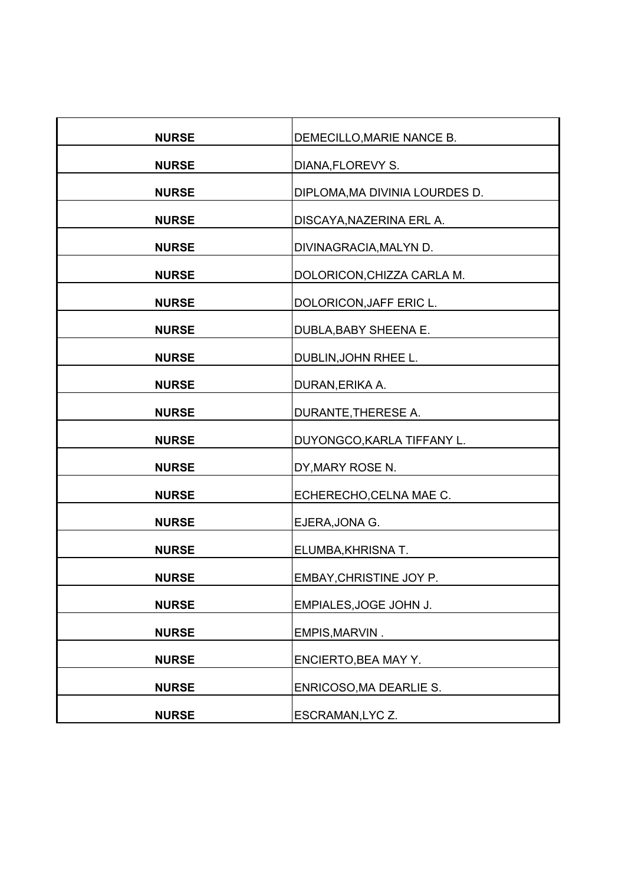| | |
|---|---|
| **NURSE** | DEMECILLO,MARIE NANCE B. |
| **NURSE** | DIANA,FLOREVY S. |
| **NURSE** | DIPLOMA,MA DIVINIA LOURDES D. |
| **NURSE** | DISCAYA,NAZERINA ERL A. |
| **NURSE** | DIVINAGRACIA,MALYN D. |
| **NURSE** | DOLORICON,CHIZZA CARLA M. |
| **NURSE** | DOLORICON,JAFF ERIC L. |
| **NURSE** | DUBLA,BABY SHEENA E. |
| **NURSE** | DUBLIN,JOHN RHEE L. |
| **NURSE** | DURAN,ERIKA A. |
| **NURSE** | DURANTE,THERESE A. |
| **NURSE** | DUYONGCO,KARLA TIFFANY L. |
| **NURSE** | DY,MARY ROSE N. |
| **NURSE** | ECHERECHO,CELNA MAE C. |
| **NURSE** | EJERA,JONA G. |
| **NURSE** | ELUMBA,KHRISNA T. |
| **NURSE** | EMBAY,CHRISTINE JOY P. |
| **NURSE** | EMPIALES,JOGE JOHN J. |
| **NURSE** | EMPIS,MARVIN . |
| **NURSE** | ENCIERTO,BEA MAY Y. |
| **NURSE** | ENRICOSO,MA DEARLIE S. |
| **NURSE** | ESCRAMAN,LYC Z. |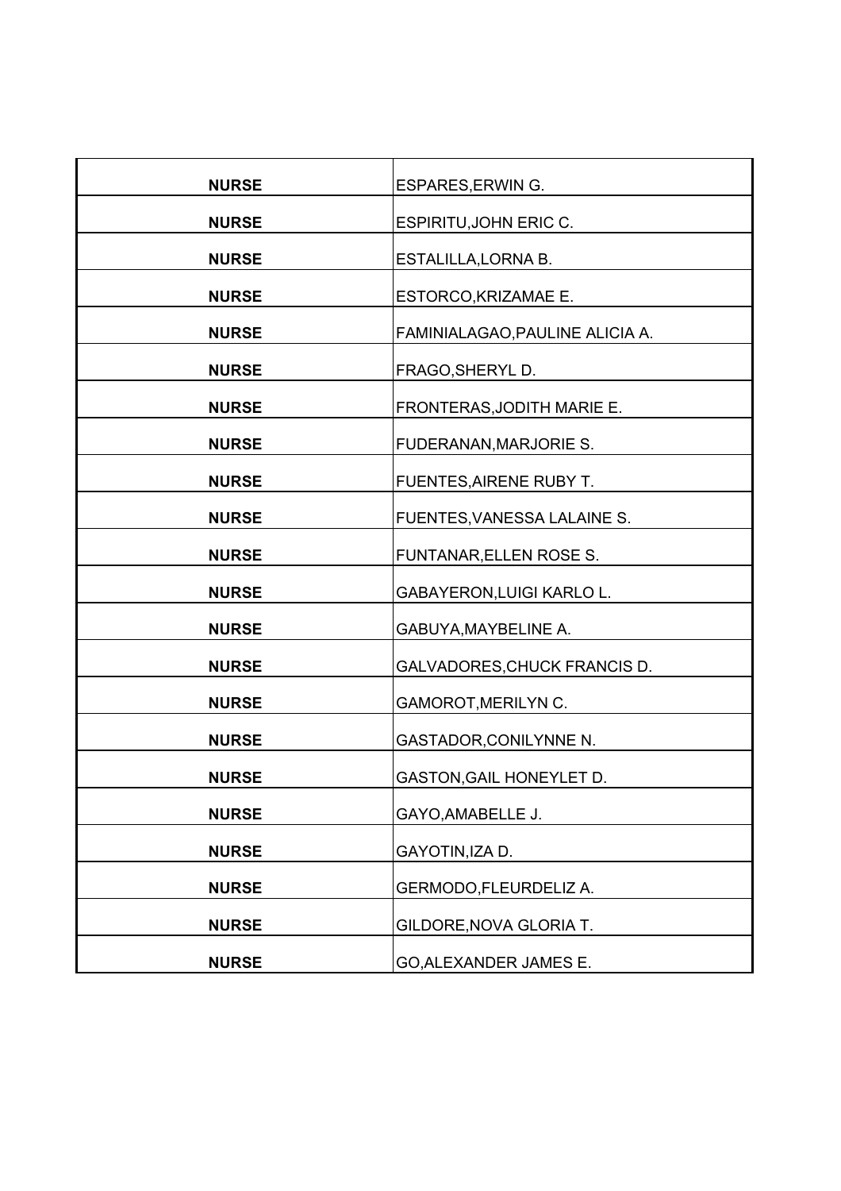| | |
|---|---|
| **NURSE** | ESPARES,ERWIN G. |
| **NURSE** | ESPIRITU,JOHN ERIC C. |
| **NURSE** | ESTALILLA,LORNA B. |
| **NURSE** | ESTORCO,KRIZAMAE E. |
| **NURSE** | FAMINIALAGAO,PAULINE ALICIA A. |
| **NURSE** | FRAGO,SHERYL D. |
| **NURSE** | FRONTERAS,JODITH MARIE E. |
| **NURSE** | FUDERANAN,MARJORIE S. |
| **NURSE** | FUENTES,AIRENE RUBY T. |
| **NURSE** | FUENTES,VANESSA LALAINE S. |
| **NURSE** | FUNTANAR,ELLEN ROSE S. |
| **NURSE** | GABAYERON,LUIGI KARLO L. |
| **NURSE** | GABUYA,MAYBELINE A. |
| **NURSE** | GALVADORES,CHUCK FRANCIS D. |
| **NURSE** | GAMOROT,MERILYN C. |
| **NURSE** | GASTADOR,CONILYNNE N. |
| **NURSE** | GASTON,GAIL HONEYLET D. |
| **NURSE** | GAYO,AMABELLE J. |
| **NURSE** | GAYOTIN,IZA D. |
| **NURSE** | GERMODO,FLEURDELIZ A. |
| **NURSE** | GILDORE,NOVA GLORIA T. |
| **NURSE** | GO,ALEXANDER JAMES E. |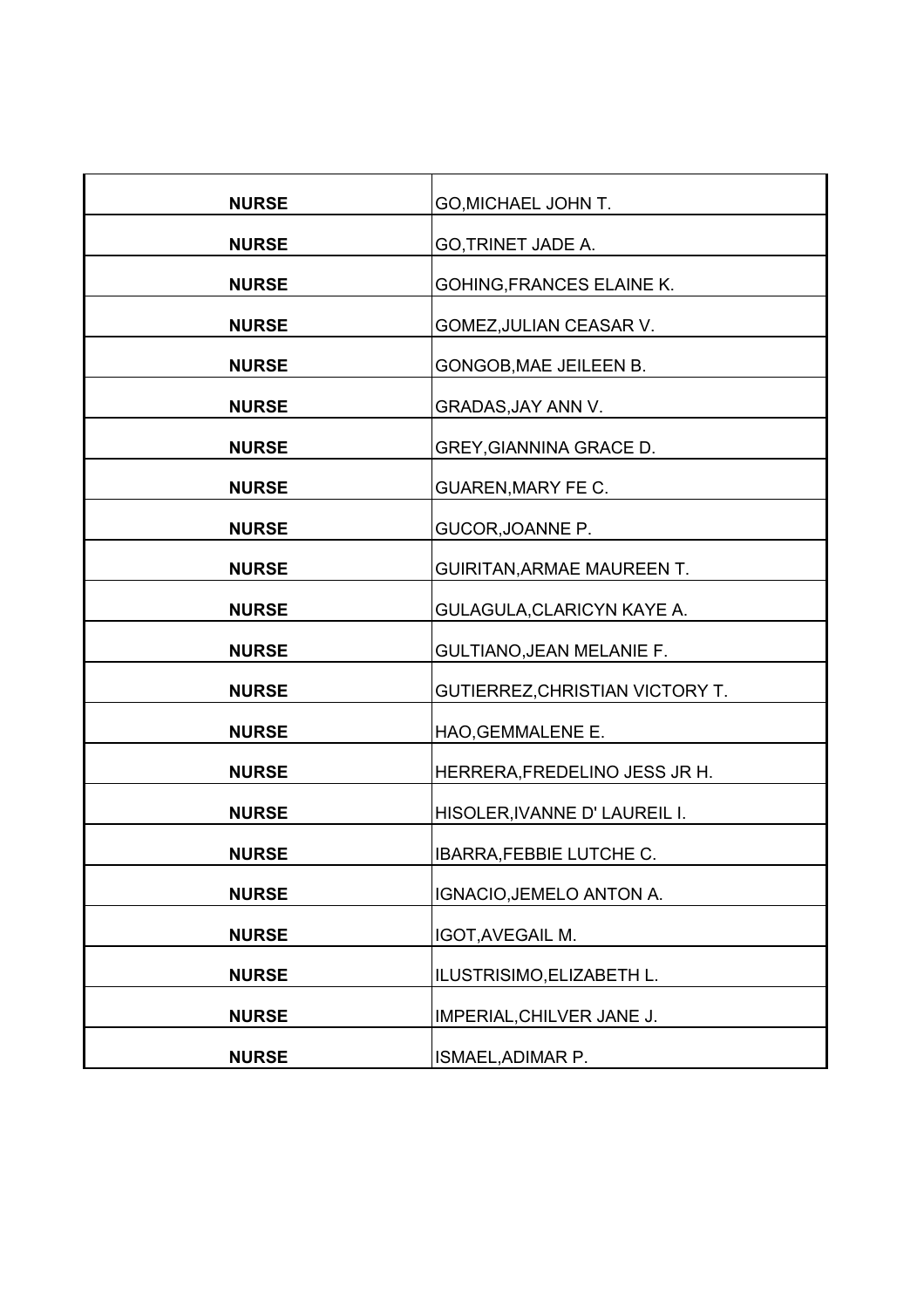| | |
|---|---|
| **NURSE** | GO,MICHAEL JOHN T. |
| **NURSE** | GO,TRINET JADE A. |
| **NURSE** | GOHING,FRANCES ELAINE K. |
| **NURSE** | GOMEZ,JULIAN CEASAR V. |
| **NURSE** | GONGOB,MAE JEILEEN B. |
| **NURSE** | GRADAS,JAY ANN V. |
| **NURSE** | GREY,GIANNINA GRACE D. |
| **NURSE** | GUAREN,MARY FE C. |
| **NURSE** | GUCOR,JOANNE P. |
| **NURSE** | GUIRITAN,ARMAE MAUREEN T. |
| **NURSE** | GULAGULA,CLARICYN KAYE A. |
| **NURSE** | GULTIANO,JEAN MELANIE F. |
| **NURSE** | GUTIERREZ,CHRISTIAN VICTORY T. |
| **NURSE** | HAO,GEMMALENE E. |
| **NURSE** | HERRERA,FREDELINO JESS JR H. |
| **NURSE** | HISOLER,IVANNE D' LAUREIL I. |
| **NURSE** | IBARRA,FEBBIE LUTCHE C. |
| **NURSE** | IGNACIO,JEMELO ANTON A. |
| **NURSE** | IGOT,AVEGAIL M. |
| **NURSE** | ILUSTRISIMO,ELIZABETH L. |
| **NURSE** | IMPERIAL,CHILVER JANE J. |
| **NURSE** | ISMAEL,ADIMAR P. |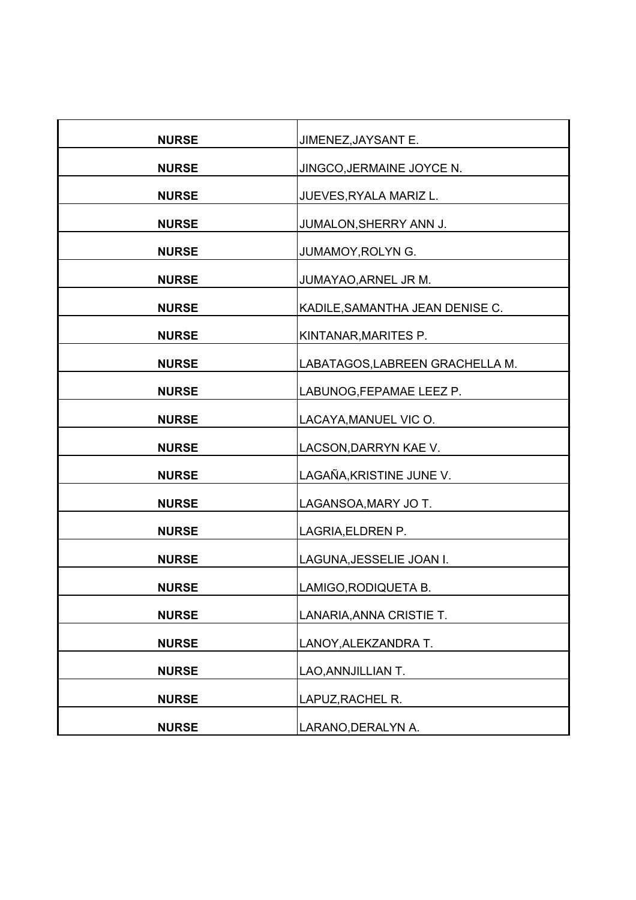| | |
|---|---|
| **NURSE** | JIMENEZ,JAYSANT E. |
| **NURSE** | JINGCO,JERMAINE JOYCE N. |
| **NURSE** | JUEVES,RYALA MARIZ L. |
| **NURSE** | JUMALON,SHERRY ANN J. |
| **NURSE** | JUMAMOY,ROLYN G. |
| **NURSE** | JUMAYAO,ARNEL JR M. |
| **NURSE** | KADILE,SAMANTHA JEAN DENISE C. |
| **NURSE** | KINTANAR,MARITES P. |
| **NURSE** | LABATAGOS,LABREEN GRACHELLA M. |
| **NURSE** | LABUNOG,FEPAMAE LEEZ P. |
| **NURSE** | LACAYA,MANUEL VIC O. |
| **NURSE** | LACSON,DARRYN KAE V. |
| **NURSE** | LAGAÑA,KRISTINE JUNE V. |
| **NURSE** | LAGANSOA,MARY JO T. |
| **NURSE** | LAGRIA,ELDREN P. |
| **NURSE** | LAGUNA,JESSELIE JOAN I. |
| **NURSE** | LAMIGO,RODIQUETA B. |
| **NURSE** | LANARIA,ANNA CRISTIE T. |
| **NURSE** | LANOY,ALEKZANDRA T. |
| **NURSE** | LAO,ANNJILLIAN T. |
| **NURSE** | LAPUZ,RACHEL R. |
| **NURSE** | LARANO,DERALYN A. |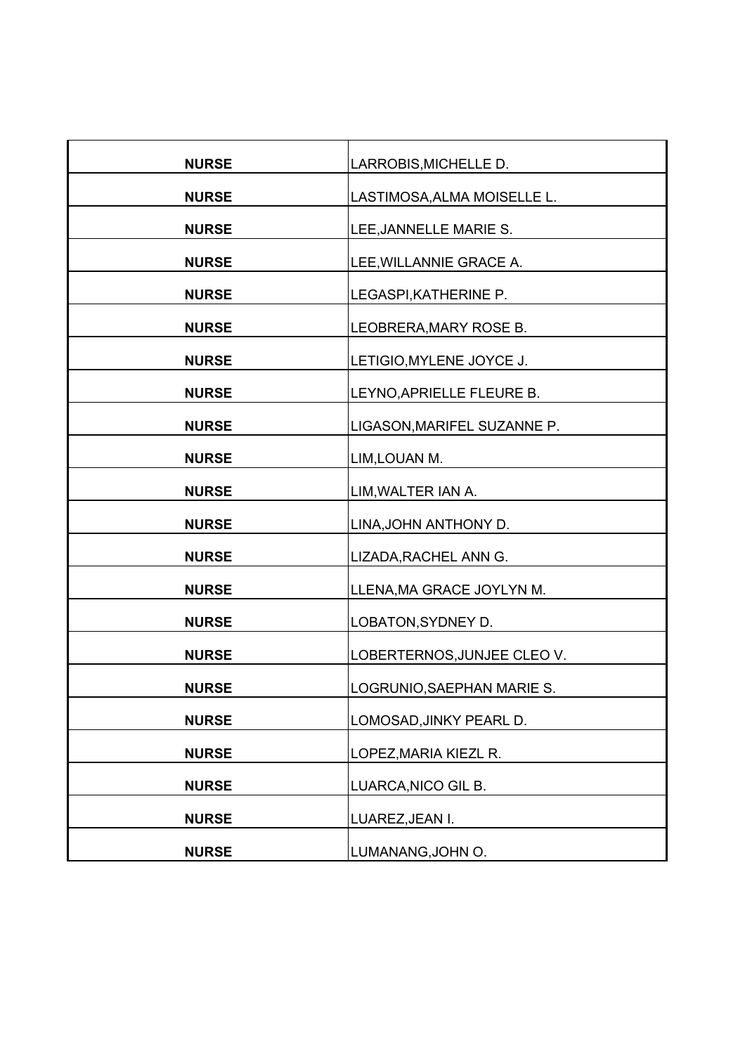| | |
|---|---|
| **NURSE** | LARROBIS,MICHELLE D. |
| **NURSE** | LASTIMOSA,ALMA MOISELLE L. |
| **NURSE** | LEE,JANNELLE MARIE S. |
| **NURSE** | LEE,WILLANNIE GRACE A. |
| **NURSE** | LEGASPI,KATHERINE P. |
| **NURSE** | LEOBRERA,MARY ROSE B. |
| **NURSE** | LETIGIO,MYLENE JOYCE J. |
| **NURSE** | LEYNO,APRIELLE FLEURE B. |
| **NURSE** | LIGASON,MARIFEL SUZANNE P. |
| **NURSE** | LIM,LOUAN M. |
| **NURSE** | LIM,WALTER IAN A. |
| **NURSE** | LINA,JOHN ANTHONY D. |
| **NURSE** | LIZADA,RACHEL ANN G. |
| **NURSE** | LLENA,MA GRACE JOYLYN M. |
| **NURSE** | LOBATON,SYDNEY D. |
| **NURSE** | LOBERTERNOS,JUNJEE CLEO V. |
| **NURSE** | LOGRUNIO,SAEPHAN MARIE S. |
| **NURSE** | LOMOSAD,JINKY PEARL D. |
| **NURSE** | LOPEZ,MARIA KIEZL R. |
| **NURSE** | LUARCA,NICO GIL B. |
| **NURSE** | LUAREZ,JEAN I. |
| **NURSE** | LUMANANG,JOHN O. |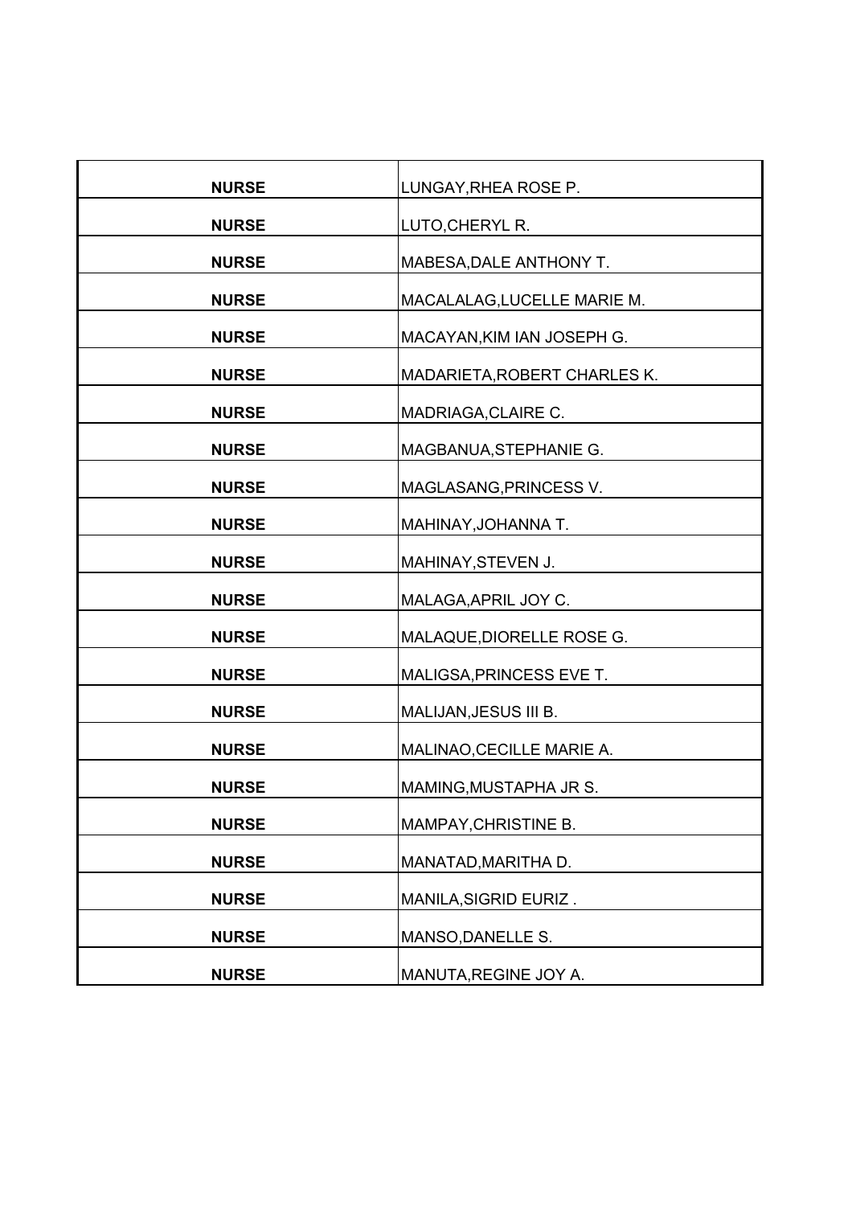| | |
|---|---|
| **NURSE** | LUNGAY,RHEA ROSE P. |
| **NURSE** | LUTO,CHERYL R. |
| **NURSE** | MABESA,DALE ANTHONY T. |
| **NURSE** | MACALALAG,LUCELLE MARIE M. |
| **NURSE** | MACAYAN,KIM IAN JOSEPH G. |
| **NURSE** | MADARIETA,ROBERT CHARLES K. |
| **NURSE** | MADRIAGA,CLAIRE C. |
| **NURSE** | MAGBANUA,STEPHANIE G. |
| **NURSE** | MAGLASANG,PRINCESS V. |
| **NURSE** | MAHINAY,JOHANNA T. |
| **NURSE** | MAHINAY,STEVEN J. |
| **NURSE** | MALAGA,APRIL JOY C. |
| **NURSE** | MALAQUE,DIORELLE ROSE G. |
| **NURSE** | MALIGSA,PRINCESS EVE T. |
| **NURSE** | MALIJAN,JESUS III B. |
| **NURSE** | MALINAO,CECILLE MARIE A. |
| **NURSE** | MAMING,MUSTAPHA JR S. |
| **NURSE** | MAMPAY,CHRISTINE B. |
| **NURSE** | MANATAD,MARITHA D. |
| **NURSE** | MANILA,SIGRID EURIZ . |
| **NURSE** | MANSO,DANELLE S. |
| **NURSE** | MANUTA,REGINE JOY A. |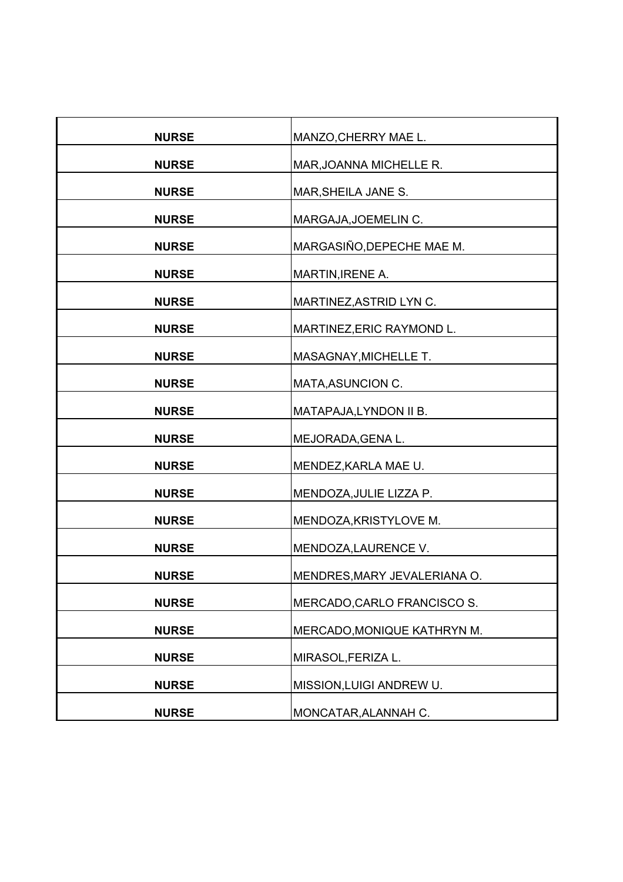| | |
|---|---|
| **NURSE** | MANZO,CHERRY MAE L. |
| **NURSE** | MAR,JOANNA MICHELLE R. |
| **NURSE** | MAR,SHEILA JANE S. |
| **NURSE** | MARGAJA,JOEMELIN C. |
| **NURSE** | MARGASIÑO,DEPECHE MAE M. |
| **NURSE** | MARTIN,IRENE A. |
| **NURSE** | MARTINEZ,ASTRID LYN C. |
| **NURSE** | MARTINEZ,ERIC RAYMOND L. |
| **NURSE** | MASAGNAY,MICHELLE T. |
| **NURSE** | MATA,ASUNCION C. |
| **NURSE** | MATAPAJA,LYNDON II B. |
| **NURSE** | MEJORADA,GENA L. |
| **NURSE** | MENDEZ,KARLA MAE U. |
| **NURSE** | MENDOZA,JULIE LIZZA P. |
| **NURSE** | MENDOZA,KRISTYLOVE M. |
| **NURSE** | MENDOZA,LAURENCE V. |
| **NURSE** | MENDRES,MARY JEVALERIANA O. |
| **NURSE** | MERCADO,CARLO FRANCISCO S. |
| **NURSE** | MERCADO,MONIQUE KATHRYN M. |
| **NURSE** | MIRASOL,FERIZA L. |
| **NURSE** | MISSION,LUIGI ANDREW U. |
| **NURSE** | MONCATAR,ALANNAH C. |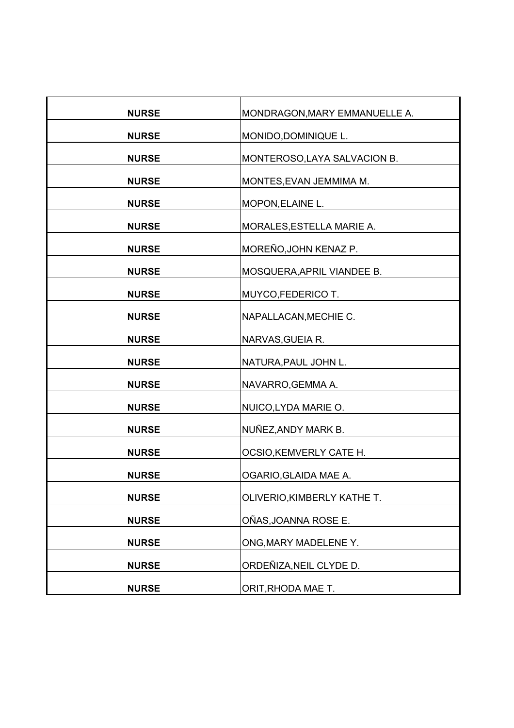| | |
|---|---|
| **NURSE** | MONDRAGON,MARY EMMANUELLE A. |
| **NURSE** | MONIDO,DOMINIQUE L. |
| **NURSE** | MONTEROSO,LAYA SALVACION B. |
| **NURSE** | MONTES,EVAN JEMMIMA M. |
| **NURSE** | MOPON,ELAINE L. |
| **NURSE** | MORALES,ESTELLA MARIE A. |
| **NURSE** | MOREÑO,JOHN KENAZ P. |
| **NURSE** | MOSQUERA,APRIL VIANDEE B. |
| **NURSE** | MUYCO,FEDERICO T. |
| **NURSE** | NAPALLACAN,MECHIE C. |
| **NURSE** | NARVAS,GUEIA R. |
| **NURSE** | NATURA,PAUL JOHN L. |
| **NURSE** | NAVARRO,GEMMA A. |
| **NURSE** | NUICO,LYDA MARIE O. |
| **NURSE** | NUÑEZ,ANDY MARK B. |
| **NURSE** | OCSIO,KEMVERLY CATE H. |
| **NURSE** | OGARIO,GLAIDA MAE A. |
| **NURSE** | OLIVERIO,KIMBERLY KATHE T. |
| **NURSE** | OÑAS,JOANNA ROSE E. |
| **NURSE** | ONG,MARY MADELENE Y. |
| **NURSE** | ORDEÑIZA,NEIL CLYDE D. |
| **NURSE** | ORIT,RHODA MAE T. |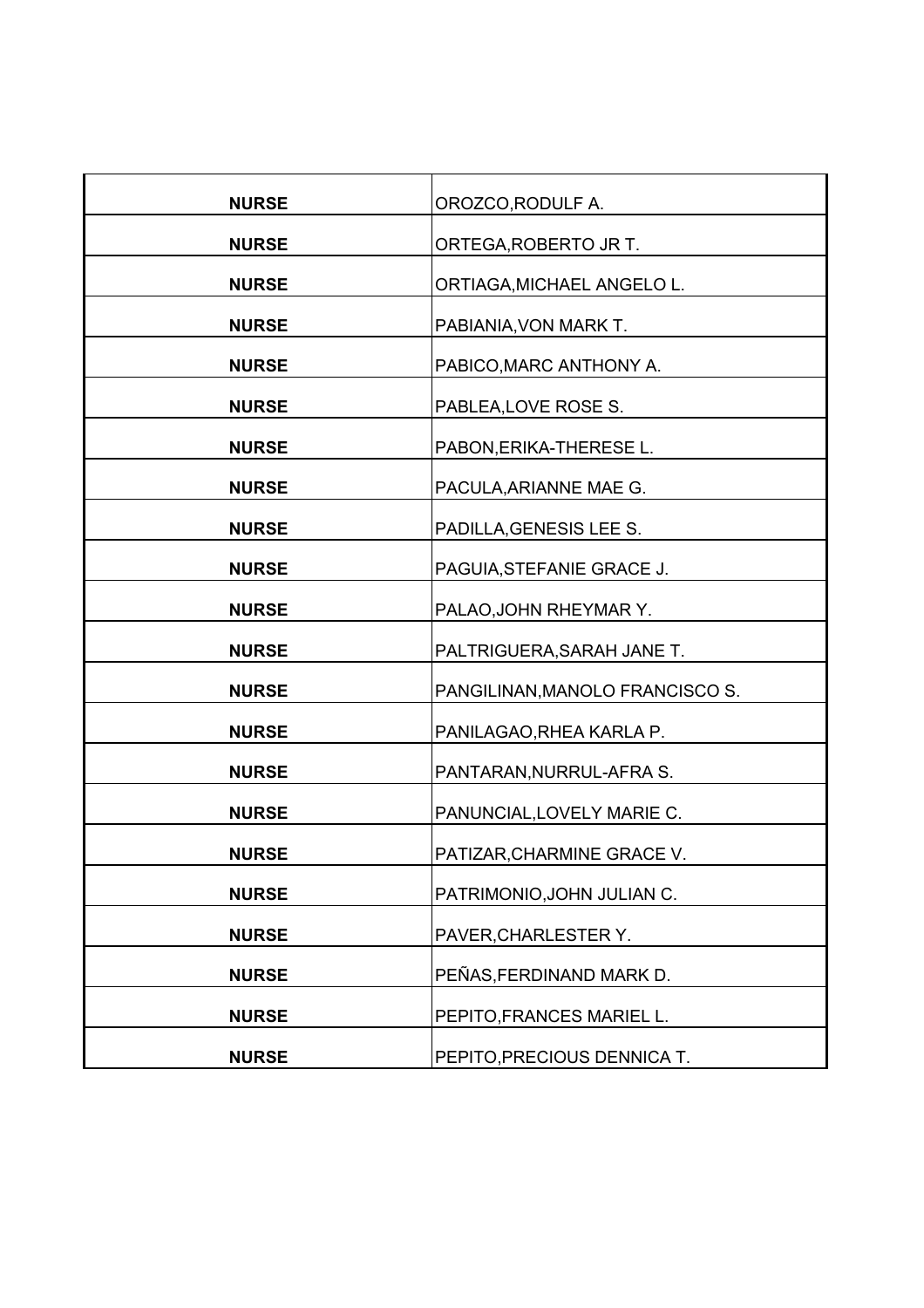| | |
|---|---|
| **NURSE** | OROZCO,RODULF A. |
| **NURSE** | ORTEGA,ROBERTO JR T. |
| **NURSE** | ORTIAGA,MICHAEL ANGELO L. |
| **NURSE** | PABIANIA,VON MARK T. |
| **NURSE** | PABICO,MARC ANTHONY A. |
| **NURSE** | PABLEA,LOVE ROSE S. |
| **NURSE** | PABON,ERIKA-THERESE L. |
| **NURSE** | PACULA,ARIANNE MAE G. |
| **NURSE** | PADILLA,GENESIS LEE S. |
| **NURSE** | PAGUIA,STEFANIE GRACE J. |
| **NURSE** | PALAO,JOHN RHEYMAR Y. |
| **NURSE** | PALTRIGUERA,SARAH JANE T. |
| **NURSE** | PANGILINAN,MANOLO FRANCISCO S. |
| **NURSE** | PANILAGAO,RHEA KARLA P. |
| **NURSE** | PANTARAN,NURRUL-AFRA S. |
| **NURSE** | PANUNCIAL,LOVELY MARIE C. |
| **NURSE** | PATIZAR,CHARMINE GRACE V. |
| **NURSE** | PATRIMONIO,JOHN JULIAN C. |
| **NURSE** | PAVER,CHARLESTER Y. |
| **NURSE** | PEÑAS,FERDINAND MARK D. |
| **NURSE** | PEPITO,FRANCES MARIEL L. |
| **NURSE** | PEPITO,PRECIOUS DENNICA T. |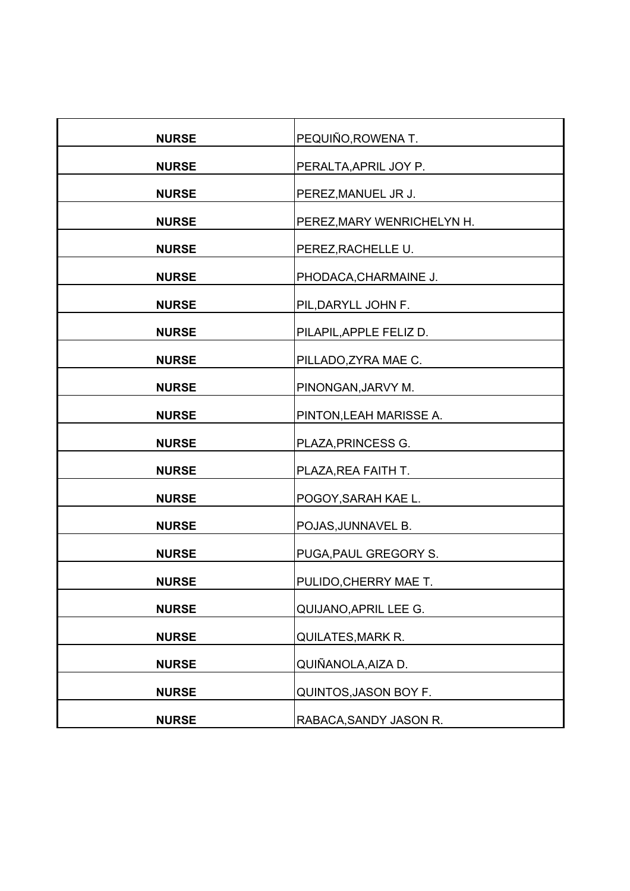| | |
|---|---|
| **NURSE** | PEQUIÑO,ROWENA T. |
| **NURSE** | PERALTA,APRIL JOY P. |
| **NURSE** | PEREZ,MANUEL JR J. |
| **NURSE** | PEREZ,MARY WENRICHELYN H. |
| **NURSE** | PEREZ,RACHELLE U. |
| **NURSE** | PHODACA,CHARMAINE J. |
| **NURSE** | PIL,DARYLL JOHN F. |
| **NURSE** | PILAPIL,APPLE FELIZ D. |
| **NURSE** | PILLADO,ZYRA MAE C. |
| **NURSE** | PINONGAN,JARVY M. |
| **NURSE** | PINTON,LEAH MARISSE A. |
| **NURSE** | PLAZA,PRINCESS G. |
| **NURSE** | PLAZA,REA FAITH T. |
| **NURSE** | POGOY,SARAH KAE L. |
| **NURSE** | POJAS,JUNNAVEL B. |
| **NURSE** | PUGA,PAUL GREGORY S. |
| **NURSE** | PULIDO,CHERRY MAE T. |
| **NURSE** | QUIJANO,APRIL LEE G. |
| **NURSE** | QUILATES,MARK R. |
| **NURSE** | QUIÑANOLA,AIZA D. |
| **NURSE** | QUINTOS,JASON BOY F. |
| **NURSE** | RABACA,SANDY JASON R. |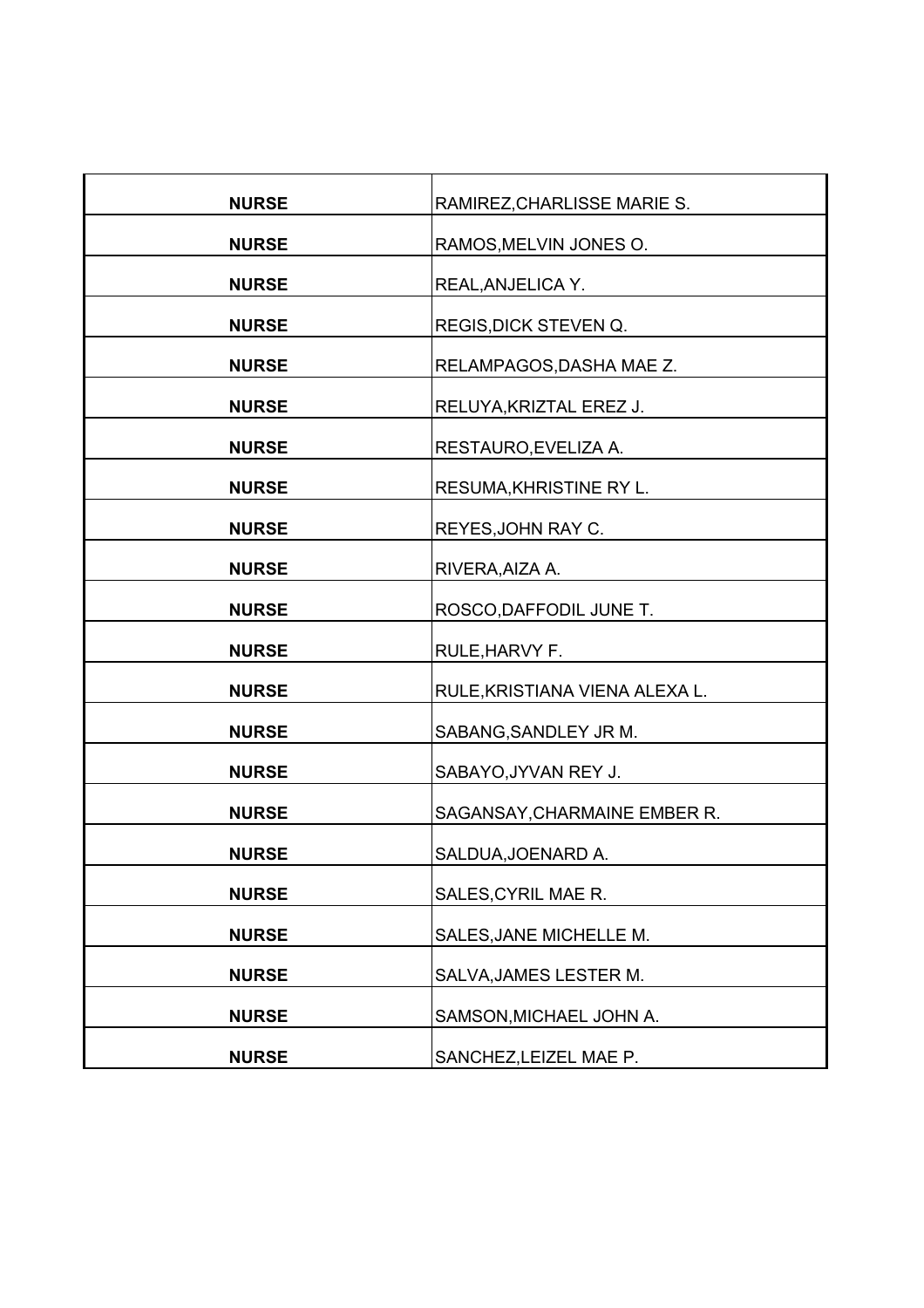| | |
|---|---|
| **NURSE** | RAMIREZ,CHARLISSE MARIE S. |
| **NURSE** | RAMOS,MELVIN JONES O. |
| **NURSE** | REAL,ANJELICA Y. |
| **NURSE** | REGIS,DICK STEVEN Q. |
| **NURSE** | RELAMPAGOS,DASHA MAE Z. |
| **NURSE** | RELUYA,KRIZTAL EREZ J. |
| **NURSE** | RESTAURO,EVELIZA A. |
| **NURSE** | RESUMA,KHRISTINE RY L. |
| **NURSE** | REYES,JOHN RAY C. |
| **NURSE** | RIVERA,AIZA A. |
| **NURSE** | ROSCO,DAFFODIL JUNE T. |
| **NURSE** | RULE,HARVY F. |
| **NURSE** | RULE,KRISTIANA VIENA ALEXA L. |
| **NURSE** | SABANG,SANDLEY JR M. |
| **NURSE** | SABAYO,JYVAN REY J. |
| **NURSE** | SAGANSAY,CHARMAINE EMBER R. |
| **NURSE** | SALDUA,JOENARD A. |
| **NURSE** | SALES,CYRIL MAE R. |
| **NURSE** | SALES,JANE MICHELLE M. |
| **NURSE** | SALVA,JAMES LESTER M. |
| **NURSE** | SAMSON,MICHAEL JOHN A. |
| **NURSE** | SANCHEZ,LEIZEL MAE P. |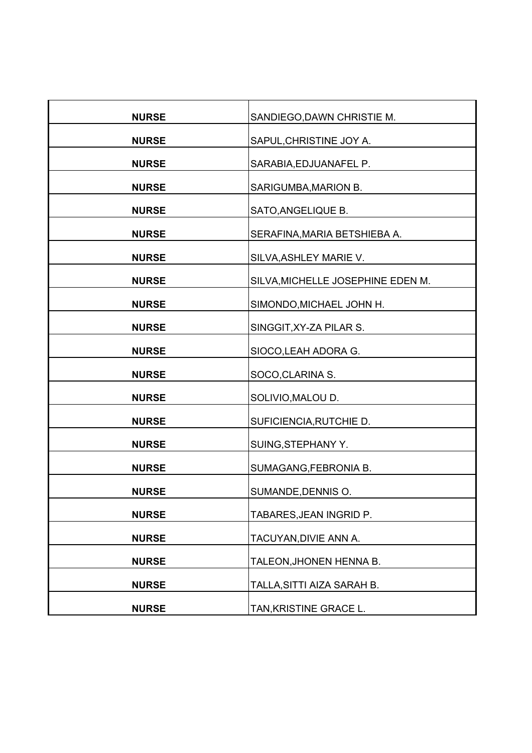| | |
|---|---|
| **NURSE** | SANDIEGO,DAWN CHRISTIE M. |
| **NURSE** | SAPUL,CHRISTINE JOY A. |
| **NURSE** | SARABIA,EDJUANAFEL P. |
| **NURSE** | SARIGUMBA,MARION B. |
| **NURSE** | SATO,ANGELIQUE B. |
| **NURSE** | SERAFINA,MARIA BETSHIEBA A. |
| **NURSE** | SILVA,ASHLEY MARIE V. |
| **NURSE** | SILVA,MICHELLE JOSEPHINE EDEN M. |
| **NURSE** | SIMONDO,MICHAEL JOHN H. |
| **NURSE** | SINGGIT,XY-ZA PILAR S. |
| **NURSE** | SIOCO,LEAH ADORA G. |
| **NURSE** | SOCO,CLARINA S. |
| **NURSE** | SOLIVIO,MALOU D. |
| **NURSE** | SUFICIENCIA,RUTCHIE D. |
| **NURSE** | SUING,STEPHANY Y. |
| **NURSE** | SUMAGANG,FEBRONIA B. |
| **NURSE** | SUMANDE,DENNIS O. |
| **NURSE** | TABARES,JEAN INGRID P. |
| **NURSE** | TACUYAN,DIVIE ANN A. |
| **NURSE** | TALEON,JHONEN HENNA B. |
| **NURSE** | TALLA,SITTI AIZA SARAH B. |
| **NURSE** | TAN,KRISTINE GRACE L. |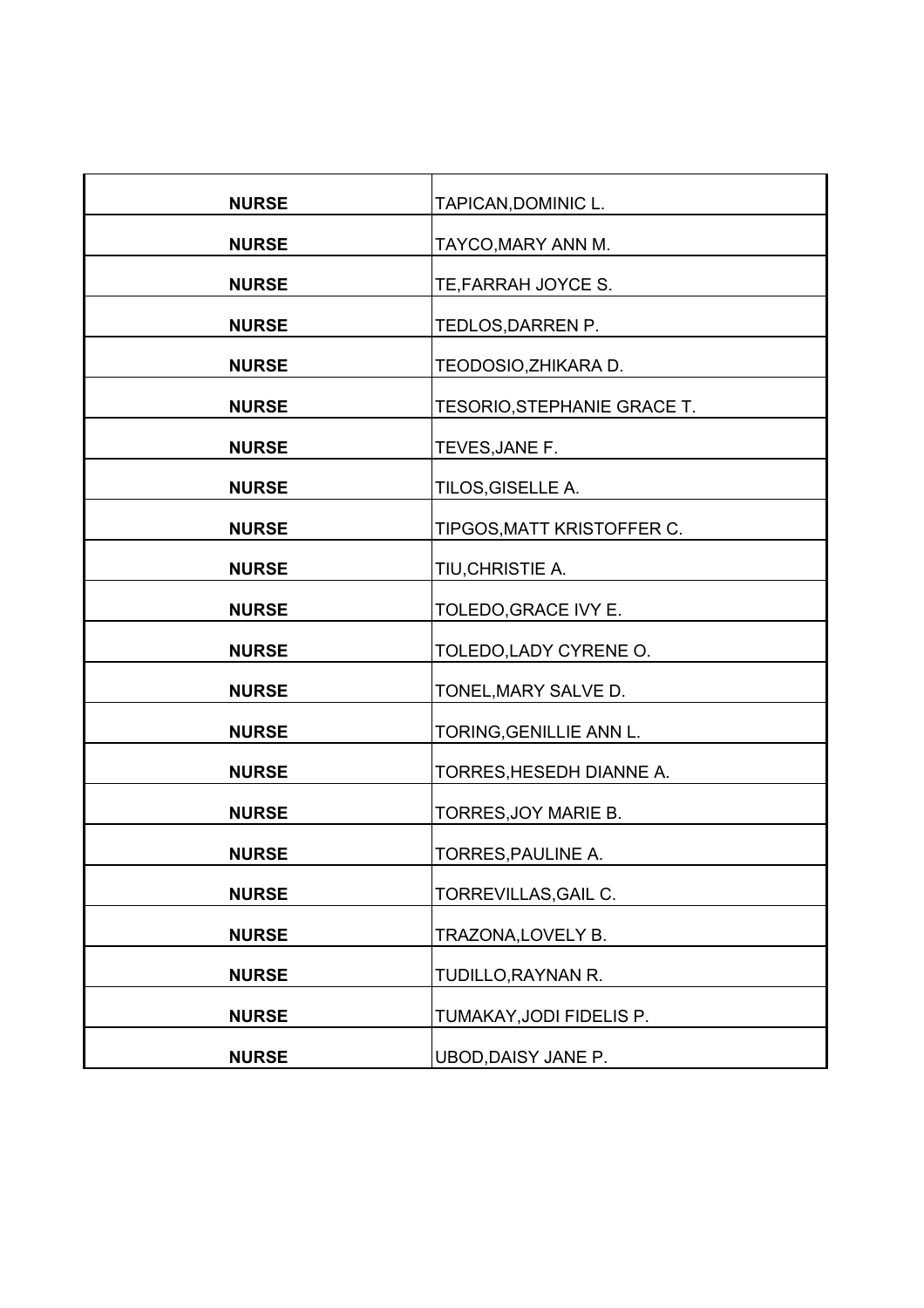| | |
|---|---|
| **NURSE** | TAPICAN,DOMINIC L. |
| **NURSE** | TAYCO,MARY ANN M. |
| **NURSE** | TE,FARRAH JOYCE S. |
| **NURSE** | TEDLOS,DARREN P. |
| **NURSE** | TEODOSIO,ZHIKARA D. |
| **NURSE** | TESORIO,STEPHANIE GRACE T. |
| **NURSE** | TEVES,JANE F. |
| **NURSE** | TILOS,GISELLE A. |
| **NURSE** | TIPGOS,MATT KRISTOFFER C. |
| **NURSE** | TIU,CHRISTIE A. |
| **NURSE** | TOLEDO,GRACE IVY E. |
| **NURSE** | TOLEDO,LADY CYRENE O. |
| **NURSE** | TONEL,MARY SALVE D. |
| **NURSE** | TORING,GENILLIE ANN L. |
| **NURSE** | TORRES,HESEDH DIANNE A. |
| **NURSE** | TORRES,JOY MARIE B. |
| **NURSE** | TORRES,PAULINE A. |
| **NURSE** | TORREVILLAS,GAIL C. |
| **NURSE** | TRAZONA,LOVELY B. |
| **NURSE** | TUDILLO,RAYNAN R. |
| **NURSE** | TUMAKAY,JODI FIDELIS P. |
| **NURSE** | UBOD,DAISY JANE P. |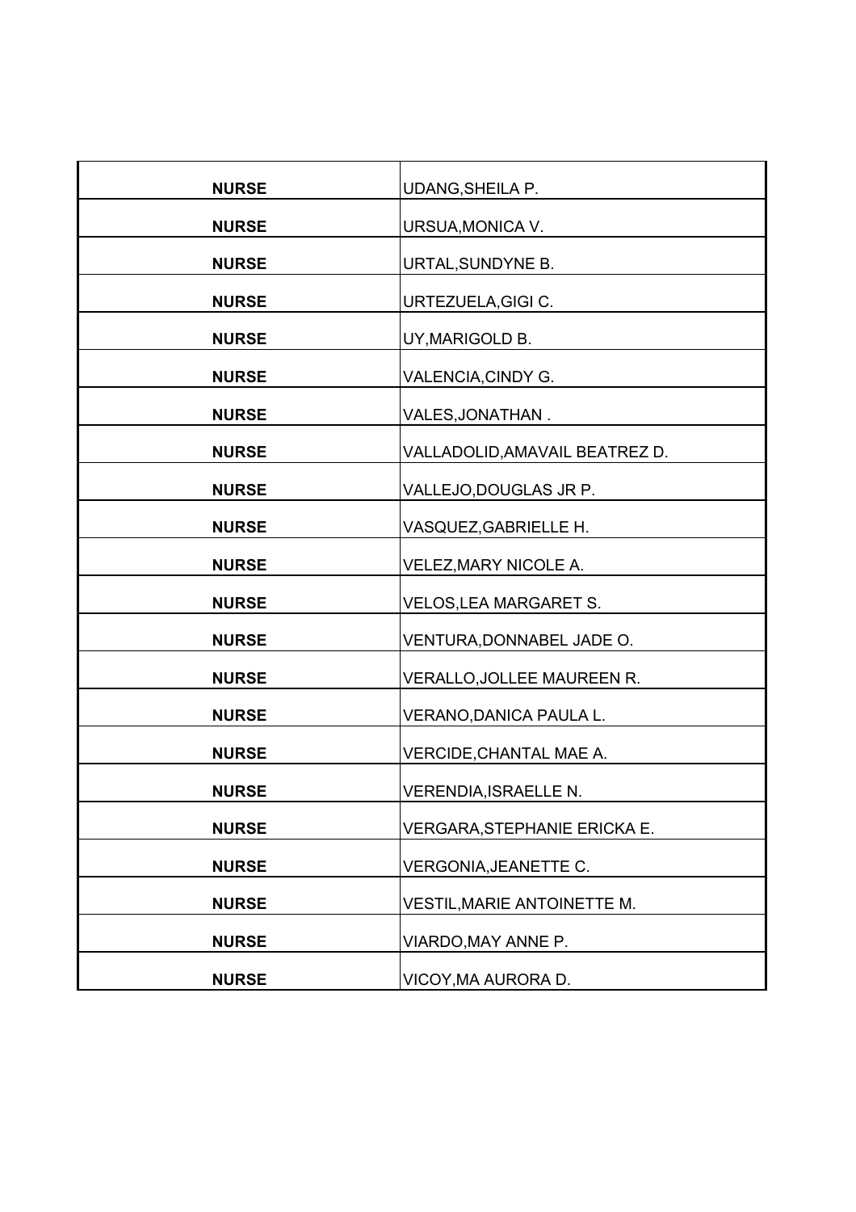| | |
|---|---|
| **NURSE** | UDANG,SHEILA P. |
| **NURSE** | URSUA,MONICA V. |
| **NURSE** | URTAL,SUNDYNE B. |
| **NURSE** | URTEZUELA,GIGI C. |
| **NURSE** | UY,MARIGOLD B. |
| **NURSE** | VALENCIA,CINDY G. |
| **NURSE** | VALES,JONATHAN . |
| **NURSE** | VALLADOLID,AMAVAIL BEATREZ D. |
| **NURSE** | VALLEJO,DOUGLAS JR P. |
| **NURSE** | VASQUEZ,GABRIELLE H. |
| **NURSE** | VELEZ,MARY NICOLE A. |
| **NURSE** | VELOS,LEA MARGARET S. |
| **NURSE** | VENTURA,DONNABEL JADE O. |
| **NURSE** | VERALLO,JOLLEE MAUREEN R. |
| **NURSE** | VERANO,DANICA PAULA L. |
| **NURSE** | VERCIDE,CHANTAL MAE A. |
| **NURSE** | VERENDIA,ISRAELLE N. |
| **NURSE** | VERGARA,STEPHANIE ERICKA E. |
| **NURSE** | VERGONIA,JEANETTE C. |
| **NURSE** | VESTIL,MARIE ANTOINETTE M. |
| **NURSE** | VIARDO,MAY ANNE P. |
| **NURSE** | VICOY,MA AURORA D. |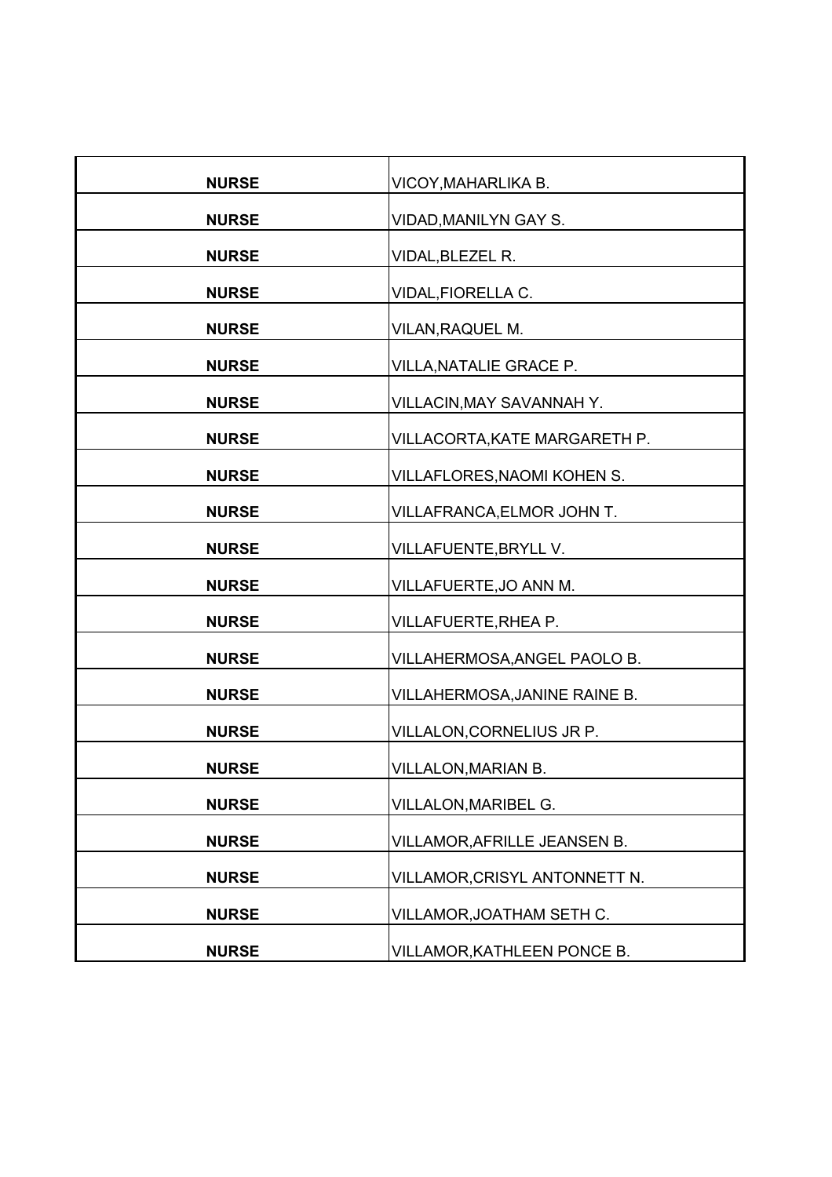| | |
|---|---|
| **NURSE** | VICOY,MAHARLIKA B. |
| **NURSE** | VIDAD,MANILYN GAY S. |
| **NURSE** | VIDAL,BLEZEL R. |
| **NURSE** | VIDAL,FIORELLA C. |
| **NURSE** | VILAN,RAQUEL M. |
| **NURSE** | VILLA,NATALIE GRACE P. |
| **NURSE** | VILLACIN,MAY SAVANNAH Y. |
| **NURSE** | VILLACORTA,KATE MARGARETH P. |
| **NURSE** | VILLAFLORES,NAOMI KOHEN S. |
| **NURSE** | VILLAFRANCA,ELMOR JOHN T. |
| **NURSE** | VILLAFUENTE,BRYLL V. |
| **NURSE** | VILLAFUERTE,JO ANN M. |
| **NURSE** | VILLAFUERTE,RHEA P. |
| **NURSE** | VILLAHERMOSA,ANGEL PAOLO B. |
| **NURSE** | VILLAHERMOSA,JANINE RAINE B. |
| **NURSE** | VILLALON,CORNELIUS JR P. |
| **NURSE** | VILLALON,MARIAN B. |
| **NURSE** | VILLALON,MARIBEL G. |
| **NURSE** | VILLAMOR,AFRILLE JEANSEN B. |
| **NURSE** | VILLAMOR,CRISYL ANTONNETT N. |
| **NURSE** | VILLAMOR,JOATHAM SETH C. |
| **NURSE** | VILLAMOR,KATHLEEN PONCE B. |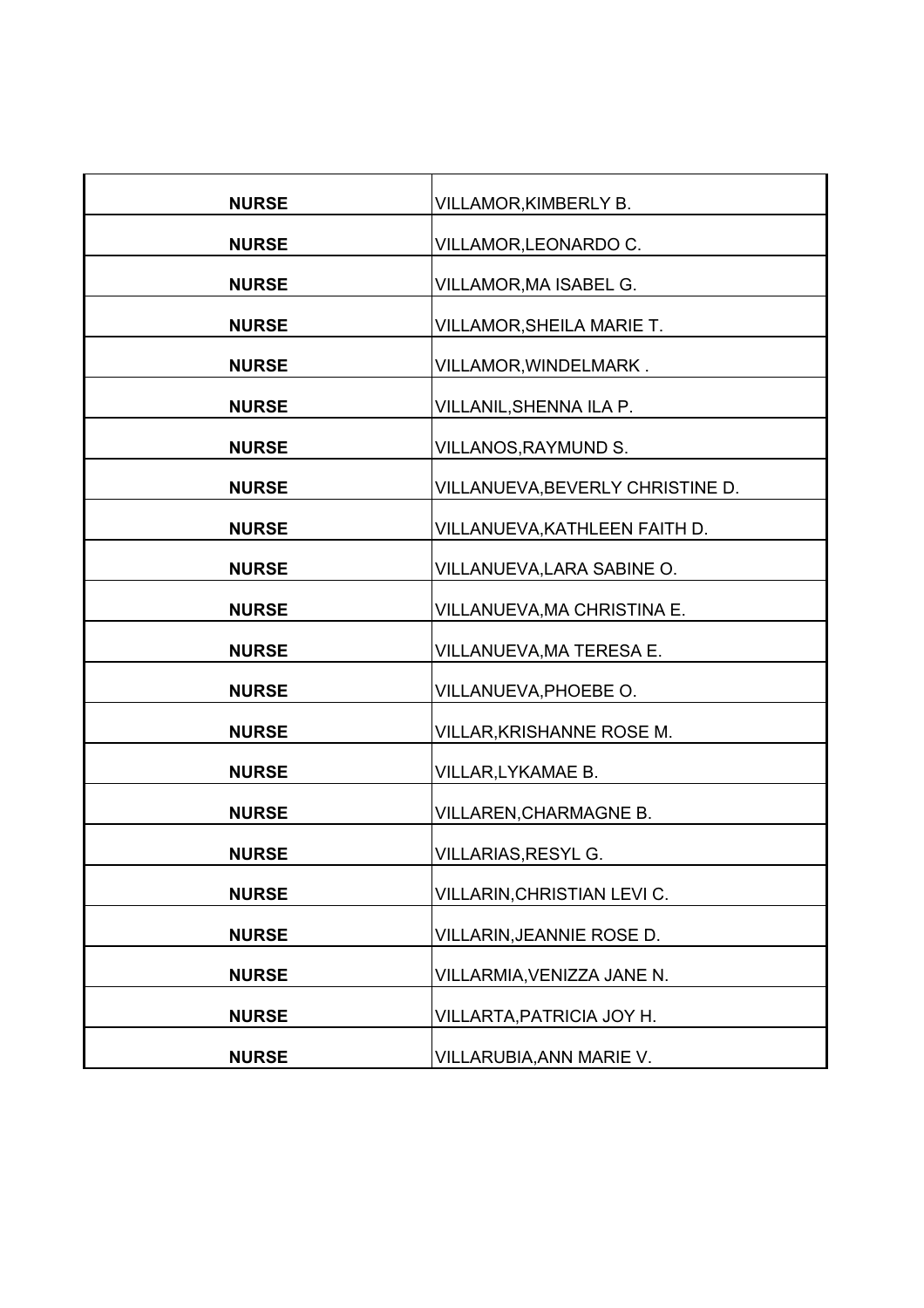| | |
|---|---|
| **NURSE** | VILLAMOR,KIMBERLY B. |
| **NURSE** | VILLAMOR,LEONARDO C. |
| **NURSE** | VILLAMOR,MA ISABEL G. |
| **NURSE** | VILLAMOR,SHEILA MARIE T. |
| **NURSE** | VILLAMOR,WINDELMARK . |
| **NURSE** | VILLANIL,SHENNA ILA P. |
| **NURSE** | VILLANOS,RAYMUND S. |
| **NURSE** | VILLANUEVA,BEVERLY CHRISTINE D. |
| **NURSE** | VILLANUEVA,KATHLEEN FAITH D. |
| **NURSE** | VILLANUEVA,LARA SABINE O. |
| **NURSE** | VILLANUEVA,MA CHRISTINA E. |
| **NURSE** | VILLANUEVA,MA TERESA E. |
| **NURSE** | VILLANUEVA,PHOEBE O. |
| **NURSE** | VILLAR,KRISHANNE ROSE M. |
| **NURSE** | VILLAR,LYKAMAE B. |
| **NURSE** | VILLAREN,CHARMAGNE B. |
| **NURSE** | VILLARIAS,RESYL G. |
| **NURSE** | VILLARIN,CHRISTIAN LEVI C. |
| **NURSE** | VILLARIN,JEANNIE ROSE D. |
| **NURSE** | VILLARMIA,VENIZZA JANE N. |
| **NURSE** | VILLARTA,PATRICIA JOY H. |
| **NURSE** | VILLARUBIA,ANN MARIE V. |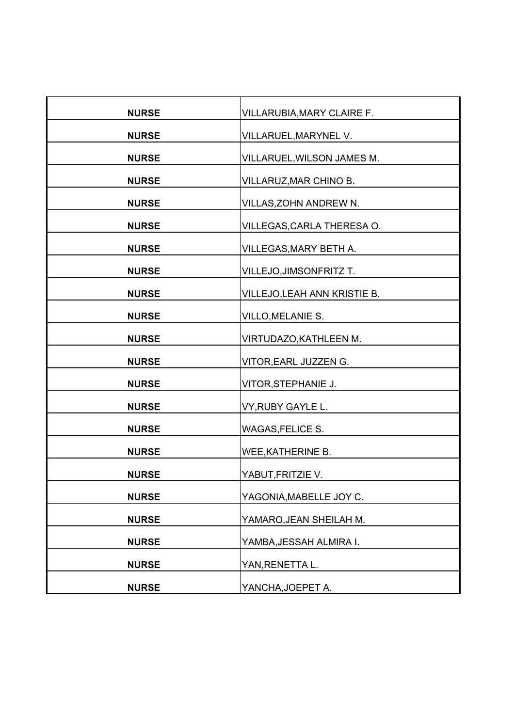| | |
|---|---|
| **NURSE** | VILLARUBIA,MARY CLAIRE F. |
| **NURSE** | VILLARUEL,MARYNEL V. |
| **NURSE** | VILLARUEL,WILSON JAMES M. |
| **NURSE** | VILLARUZ,MAR CHINO B. |
| **NURSE** | VILLAS,ZOHN ANDREW N. |
| **NURSE** | VILLEGAS,CARLA THERESA O. |
| **NURSE** | VILLEGAS,MARY BETH A. |
| **NURSE** | VILLEJO,JIMSONFRITZ T. |
| **NURSE** | VILLEJO,LEAH ANN KRISTIE B. |
| **NURSE** | VILLO,MELANIE S. |
| **NURSE** | VIRTUDAZO,KATHLEEN M. |
| **NURSE** | VITOR,EARL JUZZEN G. |
| **NURSE** | VITOR,STEPHANIE J. |
| **NURSE** | VY,RUBY GAYLE L. |
| **NURSE** | WAGAS,FELICE S. |
| **NURSE** | WEE,KATHERINE B. |
| **NURSE** | YABUT,FRITZIE V. |
| **NURSE** | YAGONIA,MABELLE JOY C. |
| **NURSE** | YAMARO,JEAN SHEILAH M. |
| **NURSE** | YAMBA,JESSAH ALMIRA I. |
| **NURSE** | YAN,RENETTA L. |
| **NURSE** | YANCHA,JOEPET A. |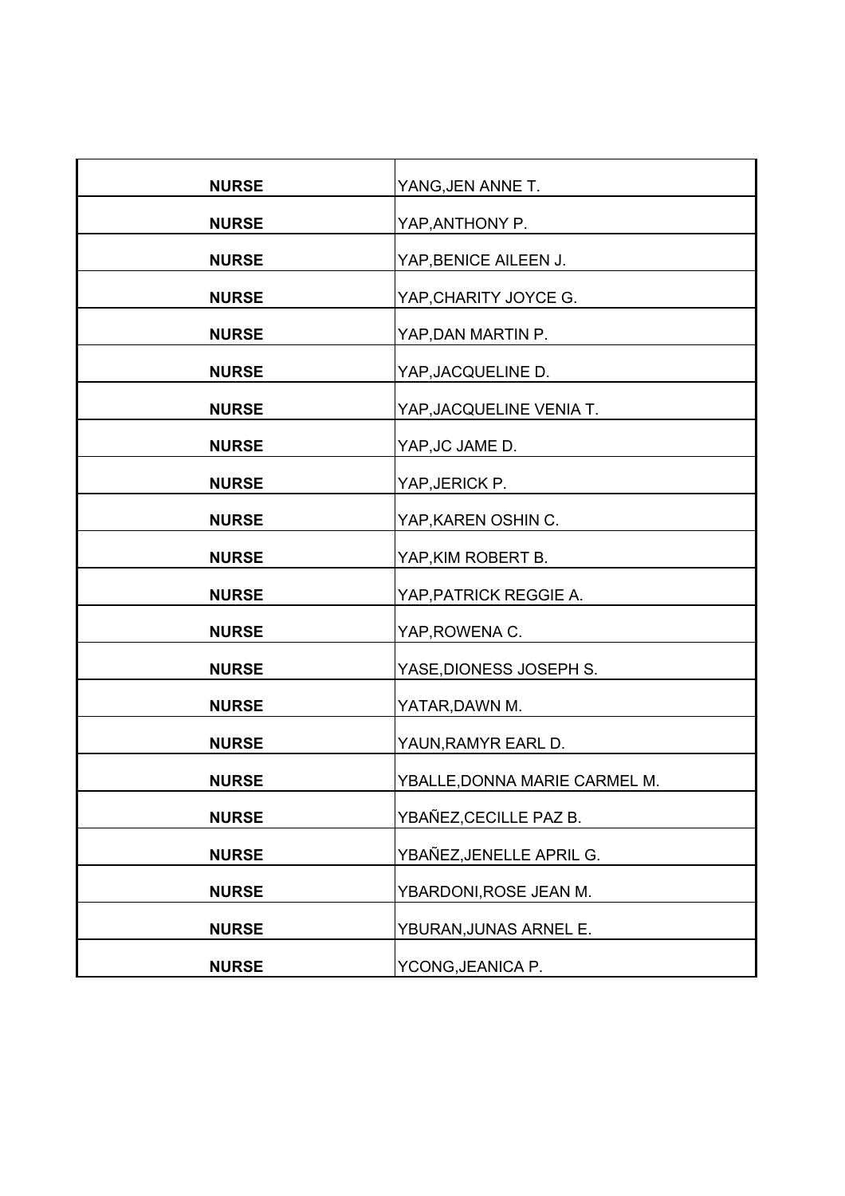| | |
|---|---|
| **NURSE** | YANG,JEN ANNE T. |
| **NURSE** | YAP,ANTHONY P. |
| **NURSE** | YAP,BENICE AILEEN J. |
| **NURSE** | YAP,CHARITY JOYCE G. |
| **NURSE** | YAP,DAN MARTIN P. |
| **NURSE** | YAP,JACQUELINE D. |
| **NURSE** | YAP,JACQUELINE VENIA T. |
| **NURSE** | YAP,JC JAME D. |
| **NURSE** | YAP,JERICK P. |
| **NURSE** | YAP,KAREN OSHIN C. |
| **NURSE** | YAP,KIM ROBERT B. |
| **NURSE** | YAP,PATRICK REGGIE A. |
| **NURSE** | YAP,ROWENA C. |
| **NURSE** | YASE,DIONESS JOSEPH S. |
| **NURSE** | YATAR,DAWN M. |
| **NURSE** | YAUN,RAMYR EARL D. |
| **NURSE** | YBALLE,DONNA MARIE CARMEL M. |
| **NURSE** | YBAÑEZ,CECILLE PAZ B. |
| **NURSE** | YBAÑEZ,JENELLE APRIL G. |
| **NURSE** | YBARDONI,ROSE JEAN M. |
| **NURSE** | YBURAN,JUNAS ARNEL E. |
| **NURSE** | YCONG,JEANICA P. |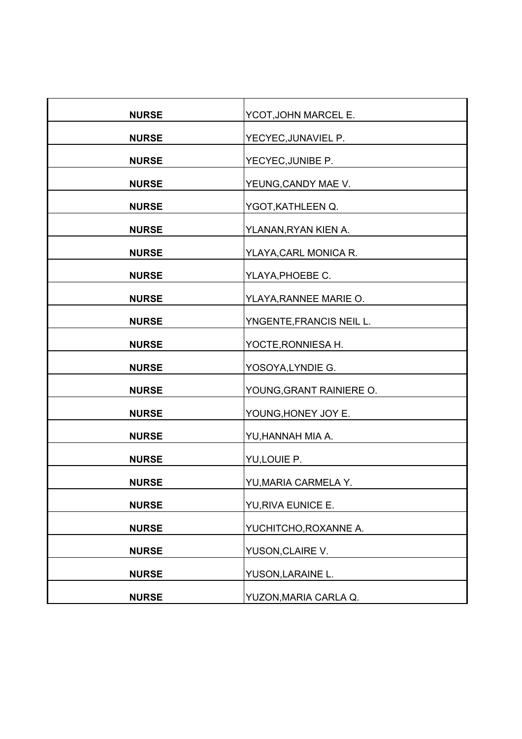| | |
|---|---|
| **NURSE** | YCOT,JOHN MARCEL E. |
| **NURSE** | YECYEC,JUNAVIEL P. |
| **NURSE** | YECYEC,JUNIBE P. |
| **NURSE** | YEUNG,CANDY MAE V. |
| **NURSE** | YGOT,KATHLEEN Q. |
| **NURSE** | YLANAN,RYAN KIEN A. |
| **NURSE** | YLAYA,CARL MONICA R. |
| **NURSE** | YLAYA,PHOEBE C. |
| **NURSE** | YLAYA,RANNEE MARIE O. |
| **NURSE** | YNGENTE,FRANCIS NEIL L. |
| **NURSE** | YOCTE,RONNIESA H. |
| **NURSE** | YOSOYA,LYNDIE G. |
| **NURSE** | YOUNG,GRANT RAINIERE O. |
| **NURSE** | YOUNG,HONEY JOY E. |
| **NURSE** | YU,HANNAH MIA A. |
| **NURSE** | YU,LOUIE P. |
| **NURSE** | YU,MARIA CARMELA Y. |
| **NURSE** | YU,RIVA EUNICE E. |
| **NURSE** | YUCHITCHO,ROXANNE A. |
| **NURSE** | YUSON,CLAIRE V. |
| **NURSE** | YUSON,LARAINE L. |
| **NURSE** | YUZON,MARIA CARLA Q. |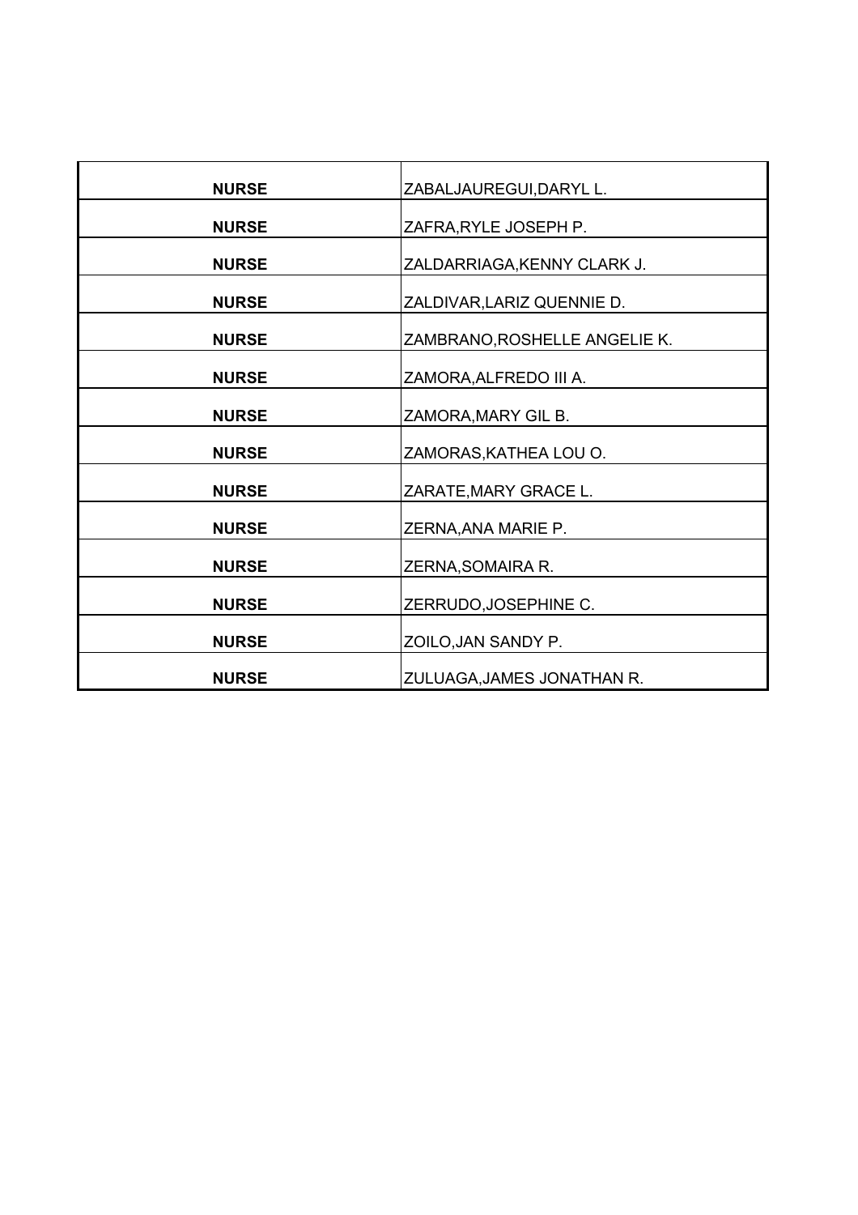| | |
|---|---|
| **NURSE** | ZABALJAUREGUI,DARYL L. |
| **NURSE** | ZAFRA,RYLE JOSEPH P. |
| **NURSE** | ZALDARRIAGA,KENNY CLARK J. |
| **NURSE** | ZALDIVAR,LARIZ QUENNIE D. |
| **NURSE** | ZAMBRANO,ROSHELLE ANGELIE K. |
| **NURSE** | ZAMORA,ALFREDO III A. |
| **NURSE** | ZAMORA,MARY GIL B. |
| **NURSE** | ZAMORAS,KATHEA LOU O. |
| **NURSE** | ZARATE,MARY GRACE L. |
| **NURSE** | ZERNA,ANA MARIE P. |
| **NURSE** | ZERNA,SOMAIRA R. |
| **NURSE** | ZERRUDO,JOSEPHINE C. |
| **NURSE** | ZOILO,JAN SANDY P. |
| **NURSE** | ZULUAGA,JAMES JONATHAN R. |